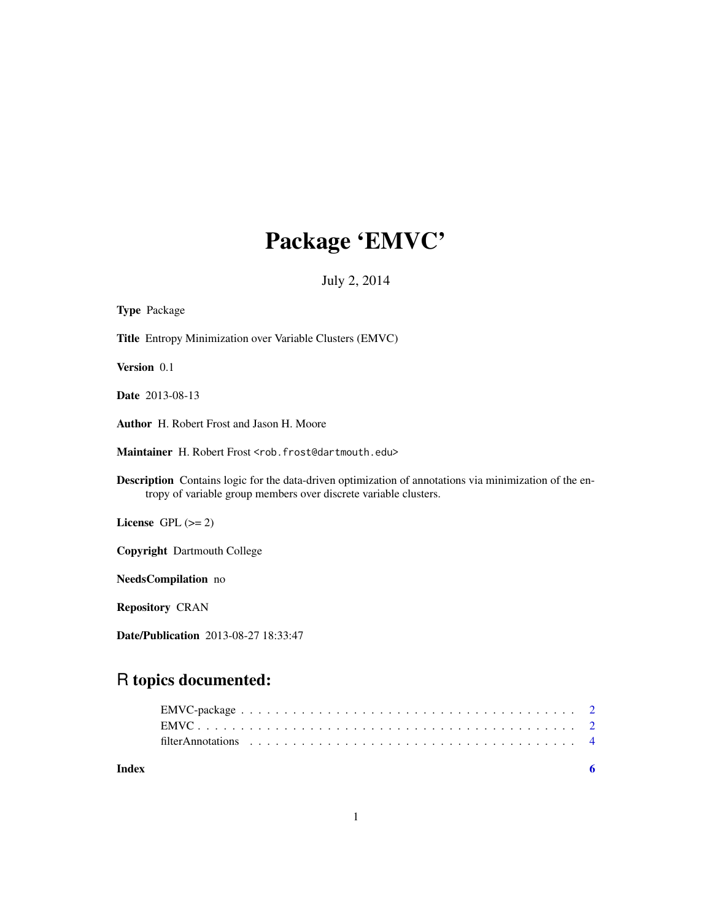# Package 'EMVC'

July 2, 2014

**Type** Package

**Title** Entropy Minimization over Variable Clusters (EMVC)

**Version** 0.1

**Date** 2013-08-13

**Author** H. Robert Frost and Jason H. Moore

**Maintainer** H. Robert Frost <rob.frost@dartmouth.edu>

**Description** Contains logic for the data-driven optimization of annotations via minimization of the entropy of variable group members over discrete variable clusters.

**License** GPL (>= 2)

**Copyright** Dartmouth College

**NeedsCompilation** no

**Repository** CRAN

**Date/Publication** 2013-08-27 18:33:47

## R topics documented:

- EMVC-package . . . . . . . . . . . . . . . . . . . . . . . . . . . . . . . . . . . . . . . 2
- EMVC . . . . . . . . . . . . . . . . . . . . . . . . . . . . . . . . . . . . . . . . . . . . 2
- filterAnnotations . . . . . . . . . . . . . . . . . . . . . . . . . . . . . . . . . . . . . 4

**Index** 6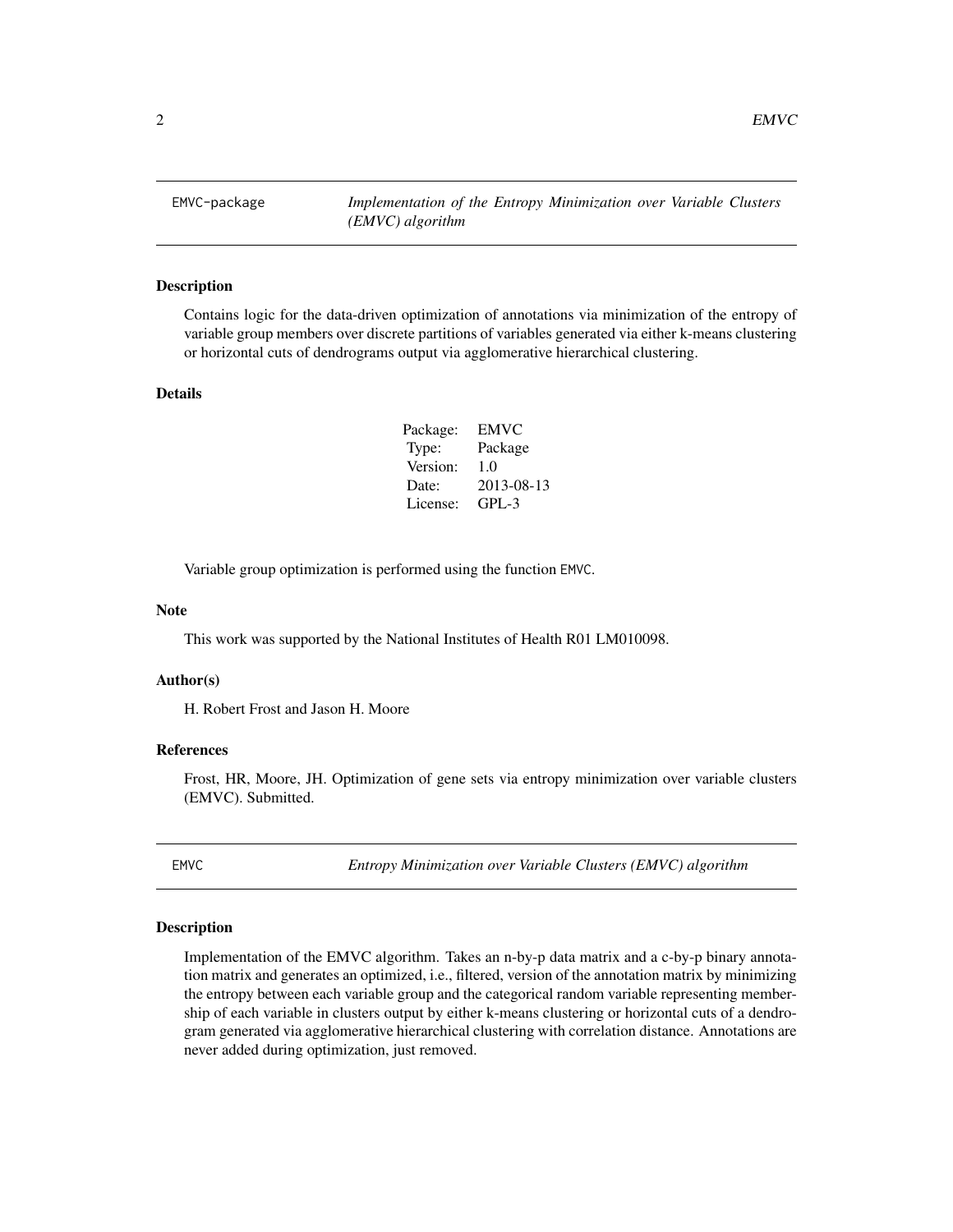EMVC-package — *Implementation of the Entropy Minimization over Variable Clusters (EMVC) algorithm*

## Description

Contains logic for the data-driven optimization of annotations via minimization of the entropy of variable group members over discrete partitions of variables generated via either k-means clustering or horizontal cuts of dendrograms output via agglomerative hierarchical clustering.

## Details

| | |
|---|---|
| Package: | EMVC |
| Type: | Package |
| Version: | 1.0 |
| Date: | 2013-08-13 |
| License: | GPL-3 |

Variable group optimization is performed using the function EMVC.

## Note

This work was supported by the National Institutes of Health R01 LM010098.

## Author(s)

H. Robert Frost and Jason H. Moore

## References

Frost, HR, Moore, JH. Optimization of gene sets via entropy minimization over variable clusters (EMVC). Submitted.

EMVC — *Entropy Minimization over Variable Clusters (EMVC) algorithm*

## Description

Implementation of the EMVC algorithm. Takes an n-by-p data matrix and a c-by-p binary annotation matrix and generates an optimized, i.e., filtered, version of the annotation matrix by minimizing the entropy between each variable group and the categorical random variable representing membership of each variable in clusters output by either k-means clustering or horizontal cuts of a dendrogram generated via agglomerative hierarchical clustering with correlation distance. Annotations are never added during optimization, just removed.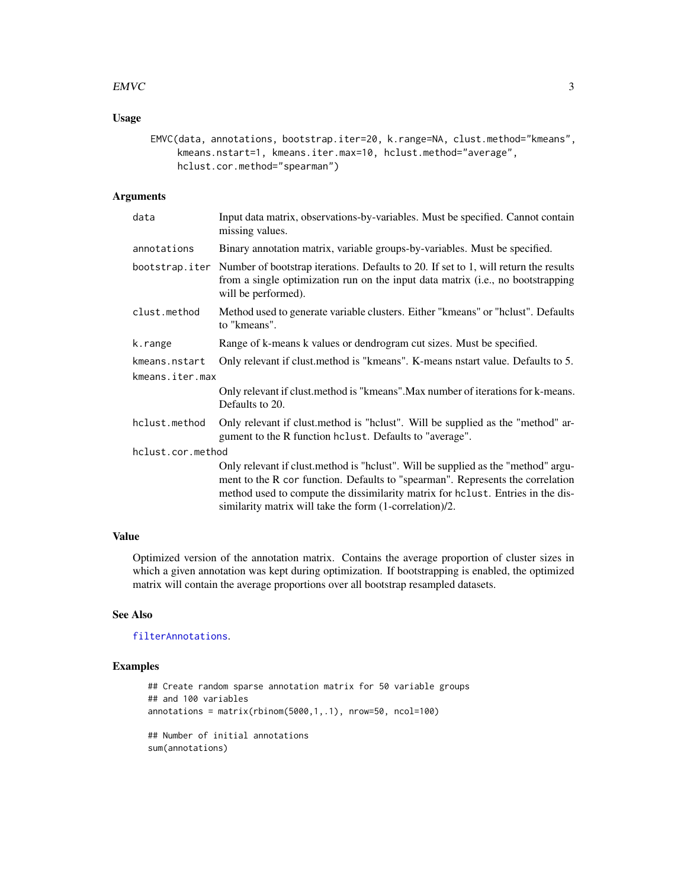## Usage

```
EMVC(data, annotations, bootstrap.iter=20, k.range=NA, clust.method="kmeans",
     kmeans.nstart=1, kmeans.iter.max=10, hclust.method="average",
     hclust.cor.method="spearman")
```

## Arguments

| Argument | Description |
| --- | --- |
| `data` | Input data matrix, observations-by-variables. Must be specified. Cannot contain missing values. |
| `annotations` | Binary annotation matrix, variable groups-by-variables. Must be specified. |
| `bootstrap.iter` | Number of bootstrap iterations. Defaults to 20. If set to 1, will return the results from a single optimization run on the input data matrix (i.e., no bootstrapping will be performed). |
| `clust.method` | Method used to generate variable clusters. Either "kmeans" or "hclust". Defaults to "kmeans". |
| `k.range` | Range of k-means k values or dendrogram cut sizes. Must be specified. |
| `kmeans.nstart` | Only relevant if clust.method is "kmeans". K-means nstart value. Defaults to 5. |
| `kmeans.iter.max` | Only relevant if clust.method is "kmeans".Max number of iterations for k-means. Defaults to 20. |
| `hclust.method` | Only relevant if clust.method is "hclust". Will be supplied as the "method" argument to the R function `hclust`. Defaults to "average". |
| `hclust.cor.method` | Only relevant if clust.method is "hclust". Will be supplied as the "method" argument to the R `cor` function. Defaults to "spearman". Represents the correlation method used to compute the dissimilarity matrix for `hclust`. Entries in the dissimilarity matrix will take the form (1-correlation)/2. |

## Value

Optimized version of the annotation matrix. Contains the average proportion of cluster sizes in which a given annotation was kept during optimization. If bootstrapping is enabled, the optimized matrix will contain the average proportions over all bootstrap resampled datasets.

## See Also

`filterAnnotations`.

## Examples

```
## Create random sparse annotation matrix for 50 variable groups
## and 100 variables
annotations = matrix(rbinom(5000,1,.1), nrow=50, ncol=100)

## Number of initial annotations
sum(annotations)
```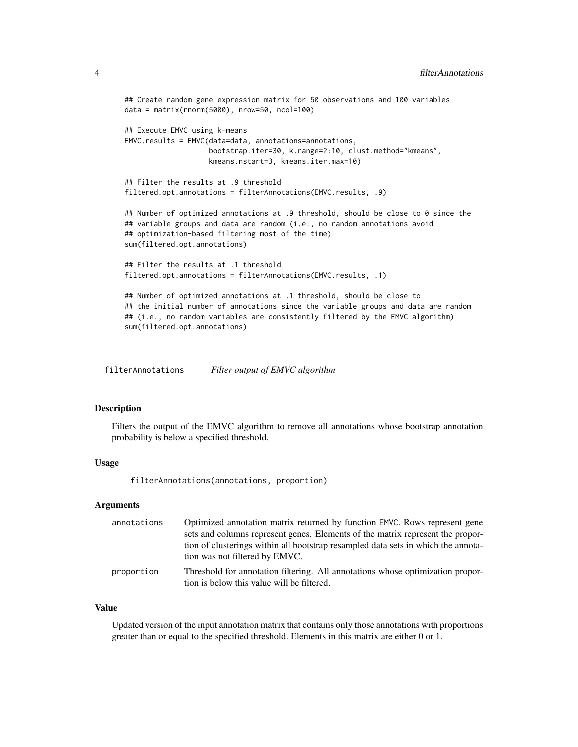```
## Create random gene expression matrix for 50 observations and 100 variables
data = matrix(rnorm(5000), nrow=50, ncol=100)

## Execute EMVC using k-means
EMVC.results = EMVC(data=data, annotations=annotations,
                    bootstrap.iter=30, k.range=2:10, clust.method="kmeans",
                    kmeans.nstart=3, kmeans.iter.max=10)

## Filter the results at .9 threshold
filtered.opt.annotations = filterAnnotations(EMVC.results, .9)

## Number of optimized annotations at .9 threshold, should be close to 0 since the
## variable groups and data are random (i.e., no random annotations avoid
## optimization-based filtering most of the time)
sum(filtered.opt.annotations)

## Filter the results at .1 threshold
filtered.opt.annotations = filterAnnotations(EMVC.results, .1)

## Number of optimized annotations at .1 threshold, should be close to
## the initial number of annotations since the variable groups and data are random
## (i.e., no random variables are consistently filtered by the EMVC algorithm)
sum(filtered.opt.annotations)
```

---

## filterAnnotations — *Filter output of EMVC algorithm*

### Description

Filters the output of the EMVC algorithm to remove all annotations whose bootstrap annotation probability is below a specified threshold.

### Usage

```
filterAnnotations(annotations, proportion)
```

### Arguments

| | |
|---|---|
| annotations | Optimized annotation matrix returned by function EMVC. Rows represent gene sets and columns represent genes. Elements of the matrix represent the proportion of clusterings within all bootstrap resampled data sets in which the annotation was not filtered by EMVC. |
| proportion | Threshold for annotation filtering. All annotations whose optimization proportion is below this value will be filtered. |

### Value

Updated version of the input annotation matrix that contains only those annotations with proportions greater than or equal to the specified threshold. Elements in this matrix are either 0 or 1.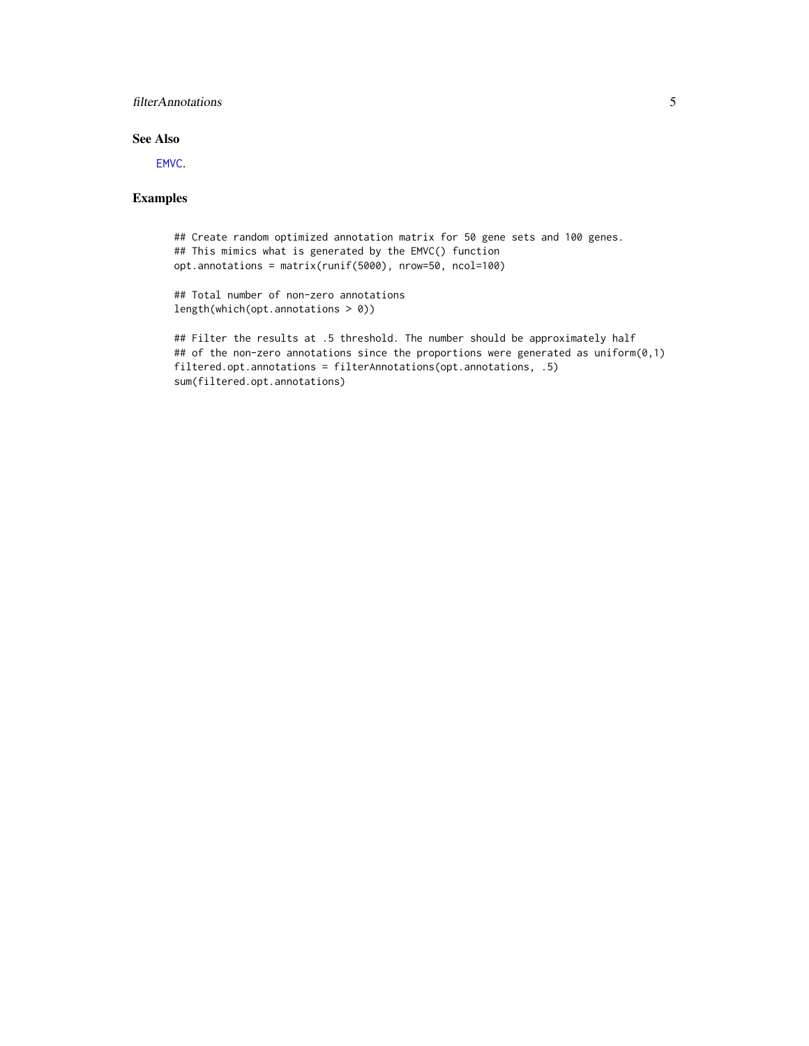## See Also

EMVC.

## Examples

```
## Create random optimized annotation matrix for 50 gene sets and 100 genes.
## This mimics what is generated by the EMVC() function
opt.annotations = matrix(runif(5000), nrow=50, ncol=100)

## Total number of non-zero annotations
length(which(opt.annotations > 0))

## Filter the results at .5 threshold. The number should be approximately half
## of the non-zero annotations since the proportions were generated as uniform(0,1)
filtered.opt.annotations = filterAnnotations(opt.annotations, .5)
sum(filtered.opt.annotations)
```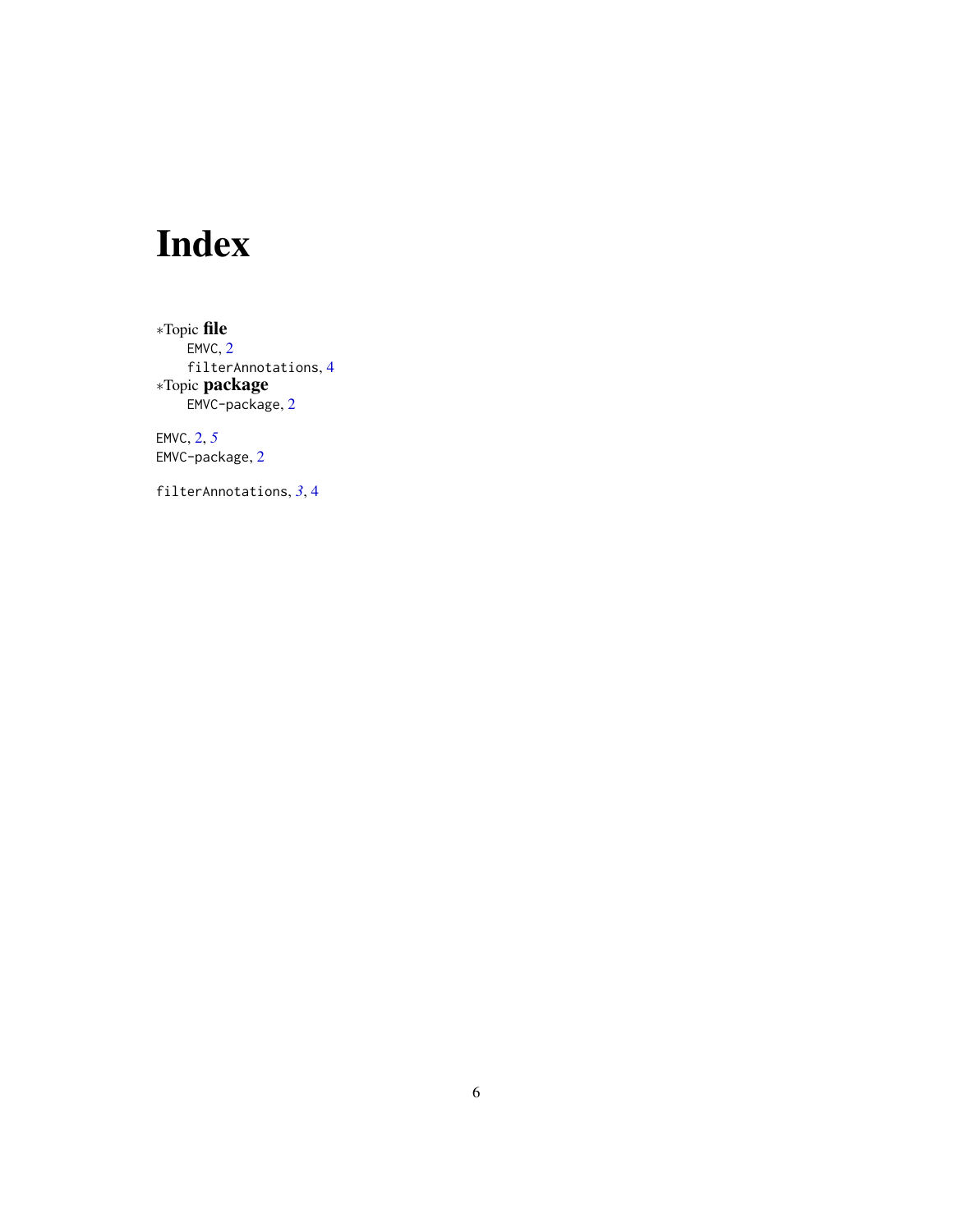# Index

*Topic **file**
- EMVC, 2
- filterAnnotations, 4

*Topic **package**
- EMVC-package, 2

EMVC, 2, *5*
EMVC-package, 2

filterAnnotations, *3*, 4